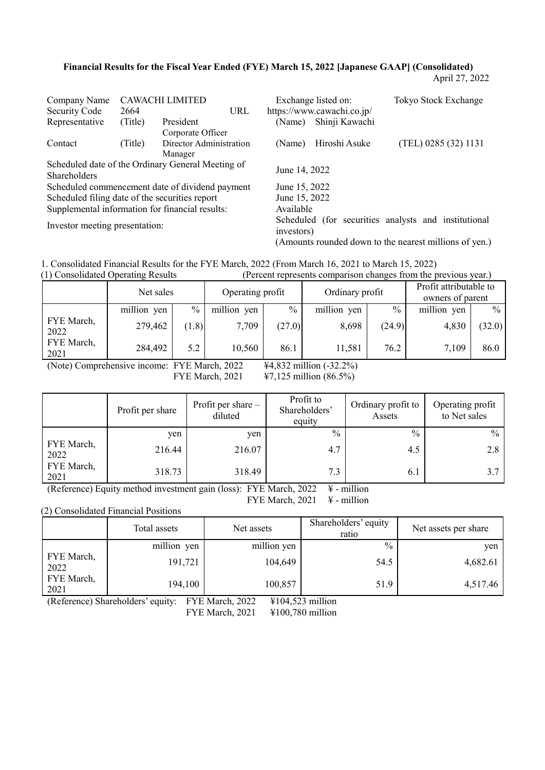# Financial Results for the Fiscal Year Ended (FYE) March 15, 2022 [Japanese GAAP] (Consolidated)

April 27, 2022

| | | | | |
|---|---|---|---|---|
| Company Name | CAWACHI LIMITED | | Exchange listed on: | Tokyo Stock Exchange |
| Security Code | 2664 | URL | https://www.cawachi.co.jp/ | |
| Representative | (Title) | President Corporate Officer | (Name) Shinji Kawachi | |
| Contact | (Title) | Director Administration Manager | (Name) Hiroshi Asuke | (TEL) 0285 (32) 1131 |

| | |
|---|---|
| Scheduled date of the Ordinary General Meeting of Shareholders | June 14, 2022 |
| Scheduled commencement date of dividend payment | June 15, 2022 |
| Scheduled filing date of the securities report | June 15, 2022 |
| Supplemental information for financial results: | Available |
| Investor meeting presentation: | Scheduled (for securities analysts and institutional investors) |

(Amounts rounded down to the nearest millions of yen.)

1. Consolidated Financial Results for the FYE March, 2022 (From March 16, 2021 to March 15, 2022)

(1) Consolidated Operating Results (Percent represents comparison changes from the previous year.)

| | Net sales | | Operating profit | | Ordinary profit | | Profit attributable to owners of parent | |
|---|---|---|---|---|---|---|---|---|
| | million yen | % | million yen | % | million yen | % | million yen | % |
| FYE March, 2022 | 279,462 | (1.8) | 7,709 | (27.0) | 8,698 | (24.9) | 4,830 | (32.0) |
| FYE March, 2021 | 284,492 | 5.2 | 10,560 | 86.1 | 11,581 | 76.2 | 7,109 | 86.0 |

(Note) Comprehensive income: FYE March, 2022 ¥4,832 million (-32.2%)
FYE March, 2021 ¥7,125 million (86.5%)

| | Profit per share | Profit per share – diluted | Profit to Shareholders' equity | Ordinary profit to Assets | Operating profit to Net sales |
|---|---|---|---|---|---|
| | yen | yen | % | % | % |
| FYE March, 2022 | 216.44 | 216.07 | 4.7 | 4.5 | 2.8 |
| FYE March, 2021 | 318.73 | 318.49 | 7.3 | 6.1 | 3.7 |

(Reference) Equity method investment gain (loss): FYE March, 2022 ¥ - million
FYE March, 2021 ¥ - million

(2) Consolidated Financial Positions

| | Total assets | Net assets | Shareholders' equity ratio | Net assets per share |
|---|---|---|---|---|
| | million yen | million yen | % | yen |
| FYE March, 2022 | 191,721 | 104,649 | 54.5 | 4,682.61 |
| FYE March, 2021 | 194,100 | 100,857 | 51.9 | 4,517.46 |

(Reference) Shareholders' equity: FYE March, 2022 ¥104,523 million
FYE March, 2021 ¥100,780 million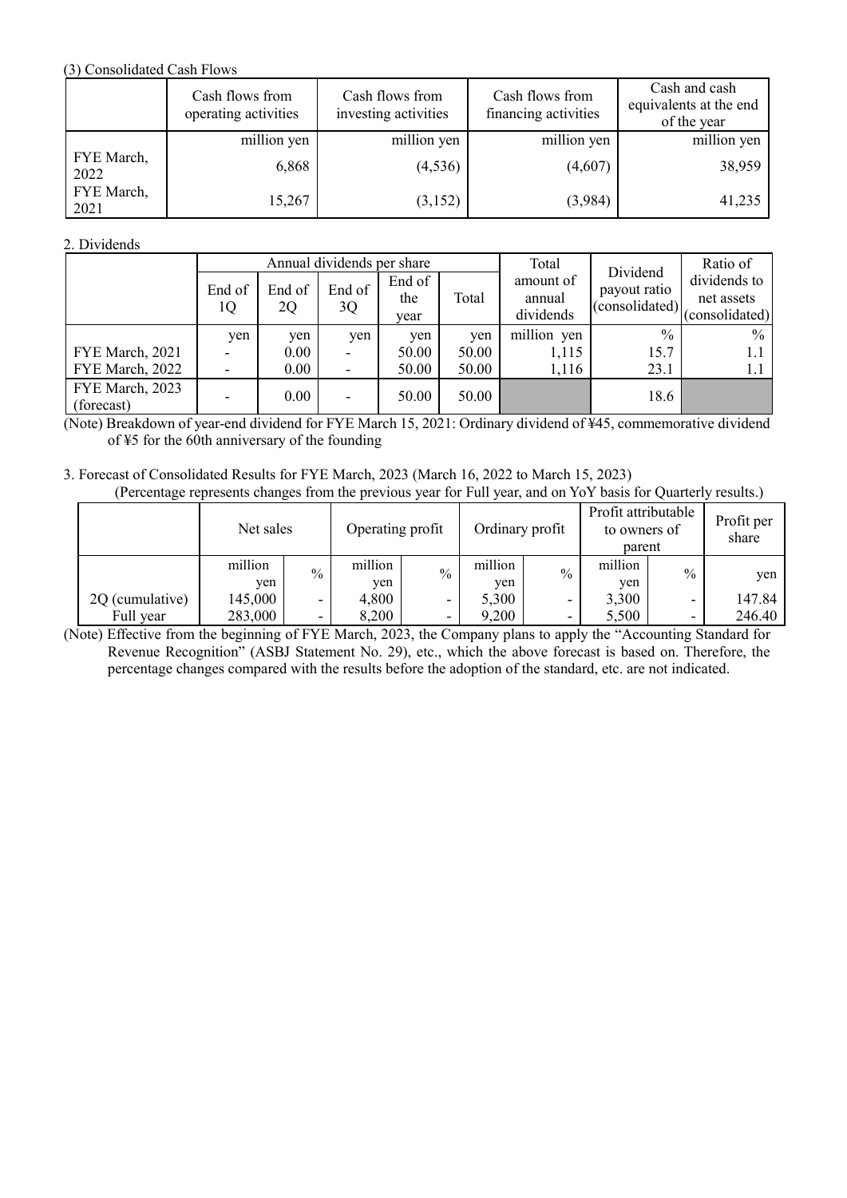(3) Consolidated Cash Flows

| | Cash flows from operating activities | Cash flows from investing activities | Cash flows from financing activities | Cash and cash equivalents at the end of the year |
|---|---|---|---|---|
| | million yen | million yen | million yen | million yen |
| FYE March, 2022 | 6,868 | (4,536) | (4,607) | 38,959 |
| FYE March, 2021 | 15,267 | (3,152) | (3,984) | 41,235 |

2. Dividends

| | Annual dividends per share | | | | | Total amount of annual dividends | Dividend payout ratio (consolidated) | Ratio of dividends to net assets (consolidated) |
|---|---|---|---|---|---|---|---|---|
| | End of 1Q | End of 2Q | End of 3Q | End of the year | Total | | | |
| | yen | yen | yen | yen | yen | million yen | % | % |
| FYE March, 2021 | - | 0.00 | - | 50.00 | 50.00 | 1,115 | 15.7 | 1.1 |
| FYE March, 2022 | - | 0.00 | - | 50.00 | 50.00 | 1,116 | 23.1 | 1.1 |
| FYE March, 2023 (forecast) | - | 0.00 | - | 50.00 | 50.00 | | 18.6 | |

(Note) Breakdown of year-end dividend for FYE March 15, 2021: Ordinary dividend of ¥45, commemorative dividend of ¥5 for the 60th anniversary of the founding

3. Forecast of Consolidated Results for FYE March, 2023 (March 16, 2022 to March 15, 2023)

(Percentage represents changes from the previous year for Full year, and on YoY basis for Quarterly results.)

| | Net sales | | Operating profit | | Ordinary profit | | Profit attributable to owners of parent | | Profit per share |
|---|---|---|---|---|---|---|---|---|---|
| | million yen | % | million yen | % | million yen | % | million yen | % | yen |
| 2Q (cumulative) | 145,000 | - | 4,800 | - | 5,300 | - | 3,300 | - | 147.84 |
| Full year | 283,000 | - | 8,200 | - | 9,200 | - | 5,500 | - | 246.40 |

(Note) Effective from the beginning of FYE March, 2023, the Company plans to apply the "Accounting Standard for Revenue Recognition" (ASBJ Statement No. 29), etc., which the above forecast is based on. Therefore, the percentage changes compared with the results before the adoption of the standard, etc. are not indicated.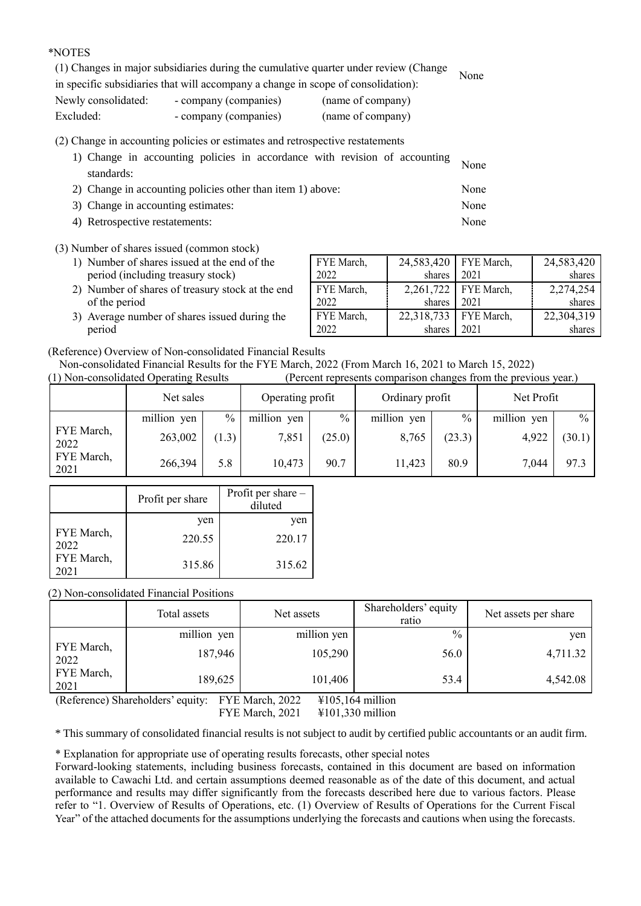*NOTES

(1) Changes in major subsidiaries during the cumulative quarter under review (Change in specific subsidiaries that will accompany a change in scope of consolidation): None

| | | |
|---|---|---|
| Newly consolidated: | - company (companies) | (name of company) |
| Excluded: | - company (companies) | (name of company) |

(2) Change in accounting policies or estimates and retrospective restatements

1) Change in accounting policies in accordance with revision of accounting standards: None
2) Change in accounting policies other than item 1) above: None
3) Change in accounting estimates: None
4) Retrospective restatements: None

(3) Number of shares issued (common stock)

| | | | | |
|---|---|---|---|---|
| 1) Number of shares issued at the end of the period (including treasury stock) | FYE March, 2022 | 24,583,420 shares | FYE March, 2021 | 24,583,420 shares |
| 2) Number of shares of treasury stock at the end of the period | FYE March, 2022 | 2,261,722 shares | FYE March, 2021 | 2,274,254 shares |
| 3) Average number of shares issued during the period | FYE March, 2022 | 22,318,733 shares | FYE March, 2021 | 22,304,319 shares |

(Reference) Overview of Non-consolidated Financial Results

Non-consolidated Financial Results for the FYE March, 2022 (From March 16, 2021 to March 15, 2022)

(1) Non-consolidated Operating Results (Percent represents comparison changes from the previous year.)

| | Net sales | | Operating profit | | Ordinary profit | | Net Profit | |
|---|---|---|---|---|---|---|---|---|
| | million yen | % | million yen | % | million yen | % | million yen | % |
| FYE March, 2022 | 263,002 | (1.3) | 7,851 | (25.0) | 8,765 | (23.3) | 4,922 | (30.1) |
| FYE March, 2021 | 266,394 | 5.8 | 10,473 | 90.7 | 11,423 | 80.9 | 7,044 | 97.3 |

| | Profit per share | Profit per share – diluted |
|---|---|---|
| | yen | yen |
| FYE March, 2022 | 220.55 | 220.17 |
| FYE March, 2021 | 315.86 | 315.62 |

(2) Non-consolidated Financial Positions

| | Total assets | Net assets | Shareholders' equity ratio | Net assets per share |
|---|---|---|---|---|
| | million yen | million yen | % | yen |
| FYE March, 2022 | 187,946 | 105,290 | 56.0 | 4,711.32 |
| FYE March, 2021 | 189,625 | 101,406 | 53.4 | 4,542.08 |

(Reference) Shareholders' equity: FYE March, 2022 ¥105,164 million
FYE March, 2021 ¥101,330 million

* This summary of consolidated financial results is not subject to audit by certified public accountants or an audit firm.

* Explanation for appropriate use of operating results forecasts, other special notes

Forward-looking statements, including business forecasts, contained in this document are based on information available to Cawachi Ltd. and certain assumptions deemed reasonable as of the date of this document, and actual performance and results may differ significantly from the forecasts described here due to various factors. Please refer to "1. Overview of Results of Operations, etc. (1) Overview of Results of Operations for the Current Fiscal Year" of the attached documents for the assumptions underlying the forecasts and cautions when using the forecasts.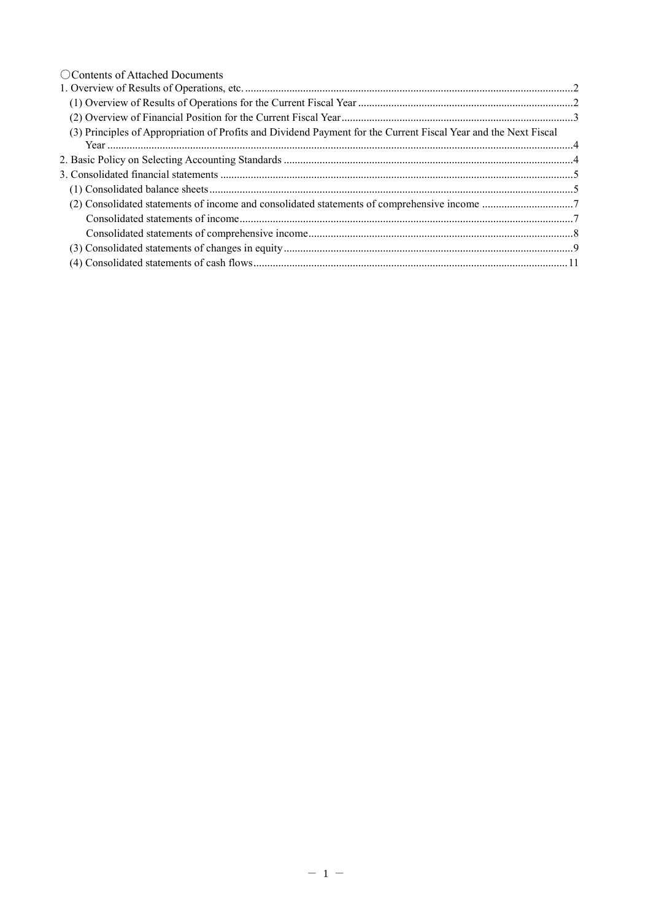○Contents of Attached Documents

1. Overview of Results of Operations, etc. ....................................................................................................................2
   (1) Overview of Results of Operations for the Current Fiscal Year ............................................................................2
   (2) Overview of Financial Position for the Current Fiscal Year ..................................................................................3
   (3) Principles of Appropriation of Profits and Dividend Payment for the Current Fiscal Year and the Next Fiscal Year ......................................................................................................................................................................4
2. Basic Policy on Selecting Accounting Standards .......................................................................................................4
3. Consolidated financial statements ..............................................................................................................................5
   (1) Consolidated balance sheets .................................................................................................................................5
   (2) Consolidated statements of income and consolidated statements of comprehensive income ................................7
      Consolidated statements of income .......................................................................................................................7
      Consolidated statements of comprehensive income ..............................................................................................8
   (3) Consolidated statements of changes in equity ......................................................................................................9
   (4) Consolidated statements of cash flows ................................................................................................................11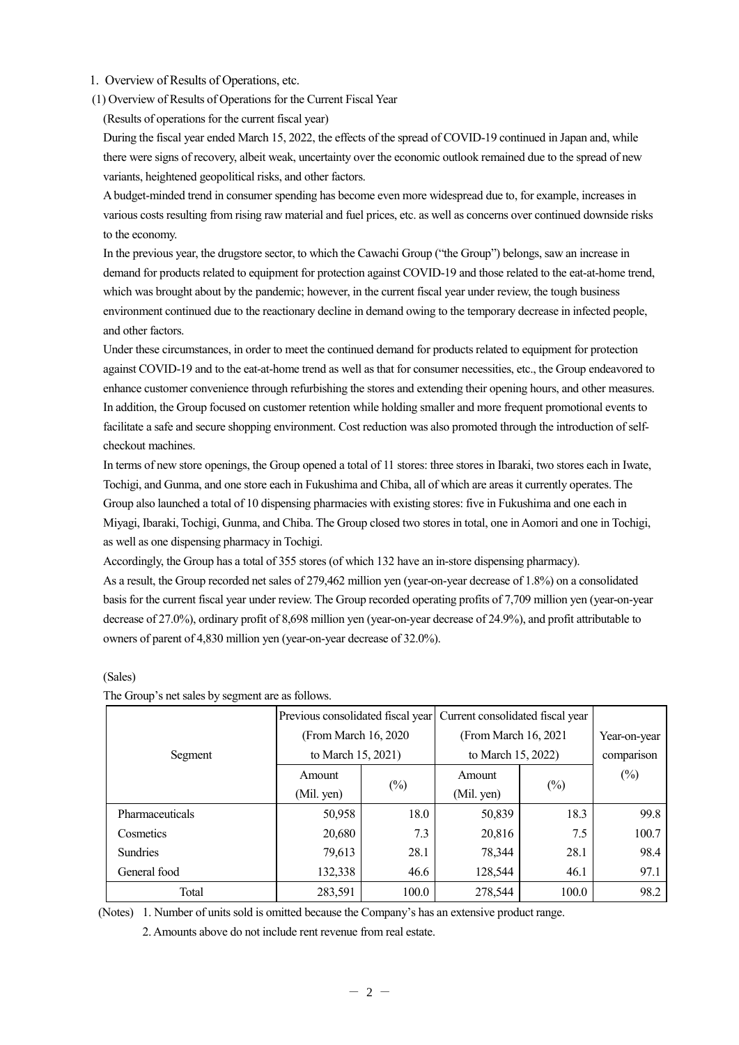## 1. Overview of Results of Operations, etc.

### (1) Overview of Results of Operations for the Current Fiscal Year

(Results of operations for the current fiscal year)

During the fiscal year ended March 15, 2022, the effects of the spread of COVID-19 continued in Japan and, while there were signs of recovery, albeit weak, uncertainty over the economic outlook remained due to the spread of new variants, heightened geopolitical risks, and other factors.

A budget-minded trend in consumer spending has become even more widespread due to, for example, increases in various costs resulting from rising raw material and fuel prices, etc. as well as concerns over continued downside risks to the economy.

In the previous year, the drugstore sector, to which the Cawachi Group ("the Group") belongs, saw an increase in demand for products related to equipment for protection against COVID-19 and those related to the eat-at-home trend, which was brought about by the pandemic; however, in the current fiscal year under review, the tough business environment continued due to the reactionary decline in demand owing to the temporary decrease in infected people, and other factors.

Under these circumstances, in order to meet the continued demand for products related to equipment for protection against COVID-19 and to the eat-at-home trend as well as that for consumer necessities, etc., the Group endeavored to enhance customer convenience through refurbishing the stores and extending their opening hours, and other measures. In addition, the Group focused on customer retention while holding smaller and more frequent promotional events to facilitate a safe and secure shopping environment. Cost reduction was also promoted through the introduction of self-checkout machines.

In terms of new store openings, the Group opened a total of 11 stores: three stores in Ibaraki, two stores each in Iwate, Tochigi, and Gunma, and one store each in Fukushima and Chiba, all of which are areas it currently operates. The Group also launched a total of 10 dispensing pharmacies with existing stores: five in Fukushima and one each in Miyagi, Ibaraki, Tochigi, Gunma, and Chiba. The Group closed two stores in total, one in Aomori and one in Tochigi, as well as one dispensing pharmacy in Tochigi.

Accordingly, the Group has a total of 355 stores (of which 132 have an in-store dispensing pharmacy).

As a result, the Group recorded net sales of 279,462 million yen (year-on-year decrease of 1.8%) on a consolidated basis for the current fiscal year under review. The Group recorded operating profits of 7,709 million yen (year-on-year decrease of 27.0%), ordinary profit of 8,698 million yen (year-on-year decrease of 24.9%), and profit attributable to owners of parent of 4,830 million yen (year-on-year decrease of 32.0%).

(Sales)

The Group's net sales by segment are as follows.

| Segment | Previous consolidated fiscal year (From March 16, 2020 to March 15, 2021) | | Current consolidated fiscal year (From March 16, 2021 to March 15, 2022) | | Year-on-year comparison (%) |
|---|---|---|---|---|---|
| | Amount (Mil. yen) | (%) | Amount (Mil. yen) | (%) | |
| Pharmaceuticals | 50,958 | 18.0 | 50,839 | 18.3 | 99.8 |
| Cosmetics | 20,680 | 7.3 | 20,816 | 7.5 | 100.7 |
| Sundries | 79,613 | 28.1 | 78,344 | 28.1 | 98.4 |
| General food | 132,338 | 46.6 | 128,544 | 46.1 | 97.1 |
| Total | 283,591 | 100.0 | 278,544 | 100.0 | 98.2 |

(Notes) 1. Number of units sold is omitted because the Company's has an extensive product range.

2. Amounts above do not include rent revenue from real estate.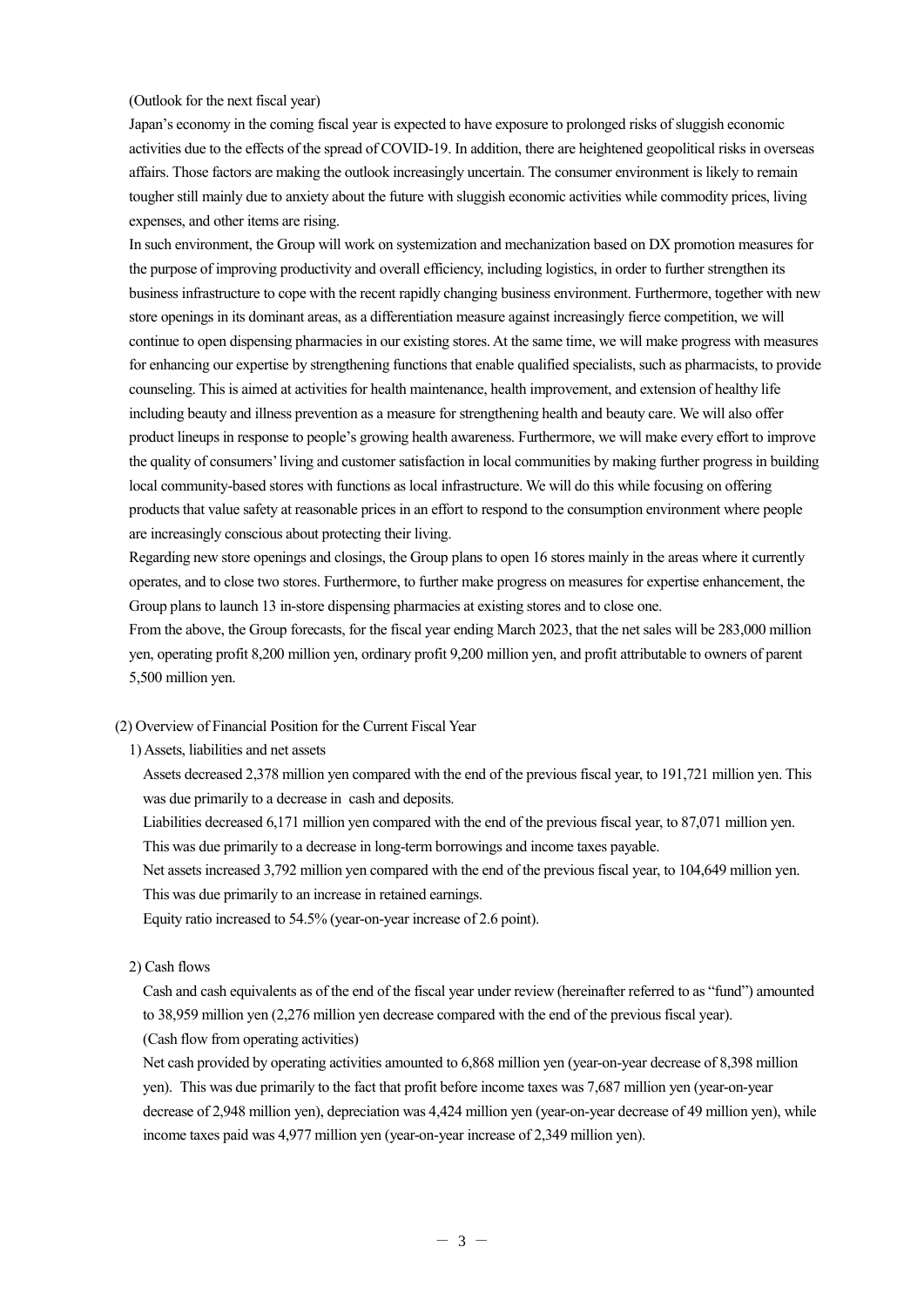(Outlook for the next fiscal year)

Japan's economy in the coming fiscal year is expected to have exposure to prolonged risks of sluggish economic activities due to the effects of the spread of COVID-19. In addition, there are heightened geopolitical risks in overseas affairs. Those factors are making the outlook increasingly uncertain. The consumer environment is likely to remain tougher still mainly due to anxiety about the future with sluggish economic activities while commodity prices, living expenses, and other items are rising.

In such environment, the Group will work on systemization and mechanization based on DX promotion measures for the purpose of improving productivity and overall efficiency, including logistics, in order to further strengthen its business infrastructure to cope with the recent rapidly changing business environment. Furthermore, together with new store openings in its dominant areas, as a differentiation measure against increasingly fierce competition, we will continue to open dispensing pharmacies in our existing stores. At the same time, we will make progress with measures for enhancing our expertise by strengthening functions that enable qualified specialists, such as pharmacists, to provide counseling. This is aimed at activities for health maintenance, health improvement, and extension of healthy life including beauty and illness prevention as a measure for strengthening health and beauty care. We will also offer product lineups in response to people's growing health awareness. Furthermore, we will make every effort to improve the quality of consumers' living and customer satisfaction in local communities by making further progress in building local community-based stores with functions as local infrastructure. We will do this while focusing on offering products that value safety at reasonable prices in an effort to respond to the consumption environment where people are increasingly conscious about protecting their living.

Regarding new store openings and closings, the Group plans to open 16 stores mainly in the areas where it currently operates, and to close two stores. Furthermore, to further make progress on measures for expertise enhancement, the Group plans to launch 13 in-store dispensing pharmacies at existing stores and to close one.

From the above, the Group forecasts, for the fiscal year ending March 2023, that the net sales will be 283,000 million yen, operating profit 8,200 million yen, ordinary profit 9,200 million yen, and profit attributable to owners of parent 5,500 million yen.

(2) Overview of Financial Position for the Current Fiscal Year

1) Assets, liabilities and net assets

Assets decreased 2,378 million yen compared with the end of the previous fiscal year, to 191,721 million yen. This was due primarily to a decrease in cash and deposits.

Liabilities decreased 6,171 million yen compared with the end of the previous fiscal year, to 87,071 million yen. This was due primarily to a decrease in long-term borrowings and income taxes payable.

Net assets increased 3,792 million yen compared with the end of the previous fiscal year, to 104,649 million yen. This was due primarily to an increase in retained earnings.

Equity ratio increased to 54.5% (year-on-year increase of 2.6 point).

2) Cash flows

Cash and cash equivalents as of the end of the fiscal year under review (hereinafter referred to as "fund") amounted to 38,959 million yen (2,276 million yen decrease compared with the end of the previous fiscal year).

(Cash flow from operating activities)

Net cash provided by operating activities amounted to 6,868 million yen (year-on-year decrease of 8,398 million yen). This was due primarily to the fact that profit before income taxes was 7,687 million yen (year-on-year decrease of 2,948 million yen), depreciation was 4,424 million yen (year-on-year decrease of 49 million yen), while income taxes paid was 4,977 million yen (year-on-year increase of 2,349 million yen).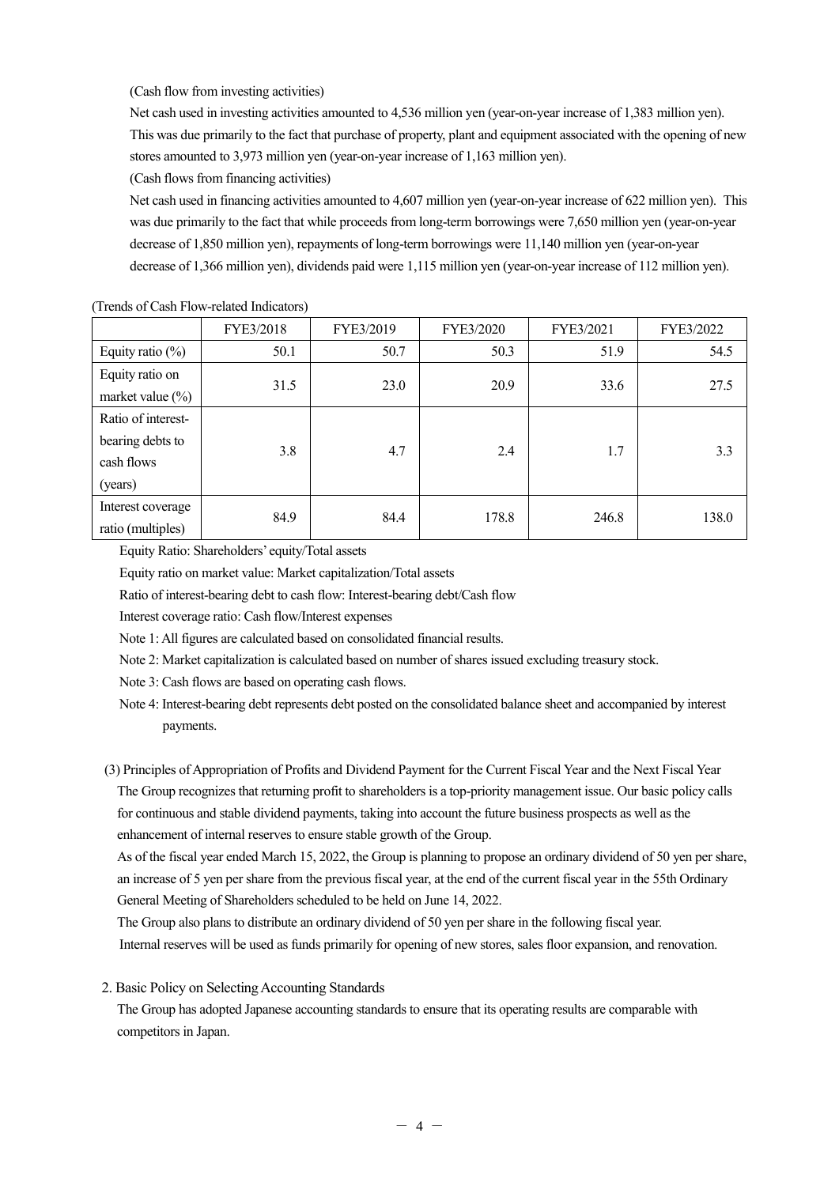(Cash flow from investing activities)

Net cash used in investing activities amounted to 4,536 million yen (year-on-year increase of 1,383 million yen). This was due primarily to the fact that purchase of property, plant and equipment associated with the opening of new stores amounted to 3,973 million yen (year-on-year increase of 1,163 million yen).

(Cash flows from financing activities)

Net cash used in financing activities amounted to 4,607 million yen (year-on-year increase of 622 million yen). This was due primarily to the fact that while proceeds from long-term borrowings were 7,650 million yen (year-on-year decrease of 1,850 million yen), repayments of long-term borrowings were 11,140 million yen (year-on-year decrease of 1,366 million yen), dividends paid were 1,115 million yen (year-on-year increase of 112 million yen).

(Trends of Cash Flow-related Indicators)

| | FYE3/2018 | FYE3/2019 | FYE3/2020 | FYE3/2021 | FYE3/2022 |
|---|---|---|---|---|---|
| Equity ratio (%) | 50.1 | 50.7 | 50.3 | 51.9 | 54.5 |
| Equity ratio on market value (%) | 31.5 | 23.0 | 20.9 | 33.6 | 27.5 |
| Ratio of interest-bearing debts to cash flows (years) | 3.8 | 4.7 | 2.4 | 1.7 | 3.3 |
| Interest coverage ratio (multiples) | 84.9 | 84.4 | 178.8 | 246.8 | 138.0 |

Equity Ratio: Shareholders' equity/Total assets

Equity ratio on market value: Market capitalization/Total assets

Ratio of interest-bearing debt to cash flow: Interest-bearing debt/Cash flow

Interest coverage ratio: Cash flow/Interest expenses

Note 1: All figures are calculated based on consolidated financial results.

Note 2: Market capitalization is calculated based on number of shares issued excluding treasury stock.

Note 3: Cash flows are based on operating cash flows.

Note 4: Interest-bearing debt represents debt posted on the consolidated balance sheet and accompanied by interest payments.

(3) Principles of Appropriation of Profits and Dividend Payment for the Current Fiscal Year and the Next Fiscal Year

The Group recognizes that returning profit to shareholders is a top-priority management issue. Our basic policy calls for continuous and stable dividend payments, taking into account the future business prospects as well as the enhancement of internal reserves to ensure stable growth of the Group.

As of the fiscal year ended March 15, 2022, the Group is planning to propose an ordinary dividend of 50 yen per share, an increase of 5 yen per share from the previous fiscal year, at the end of the current fiscal year in the 55th Ordinary General Meeting of Shareholders scheduled to be held on June 14, 2022.

The Group also plans to distribute an ordinary dividend of 50 yen per share in the following fiscal year.

Internal reserves will be used as funds primarily for opening of new stores, sales floor expansion, and renovation.

2. Basic Policy on Selecting Accounting Standards

The Group has adopted Japanese accounting standards to ensure that its operating results are comparable with competitors in Japan.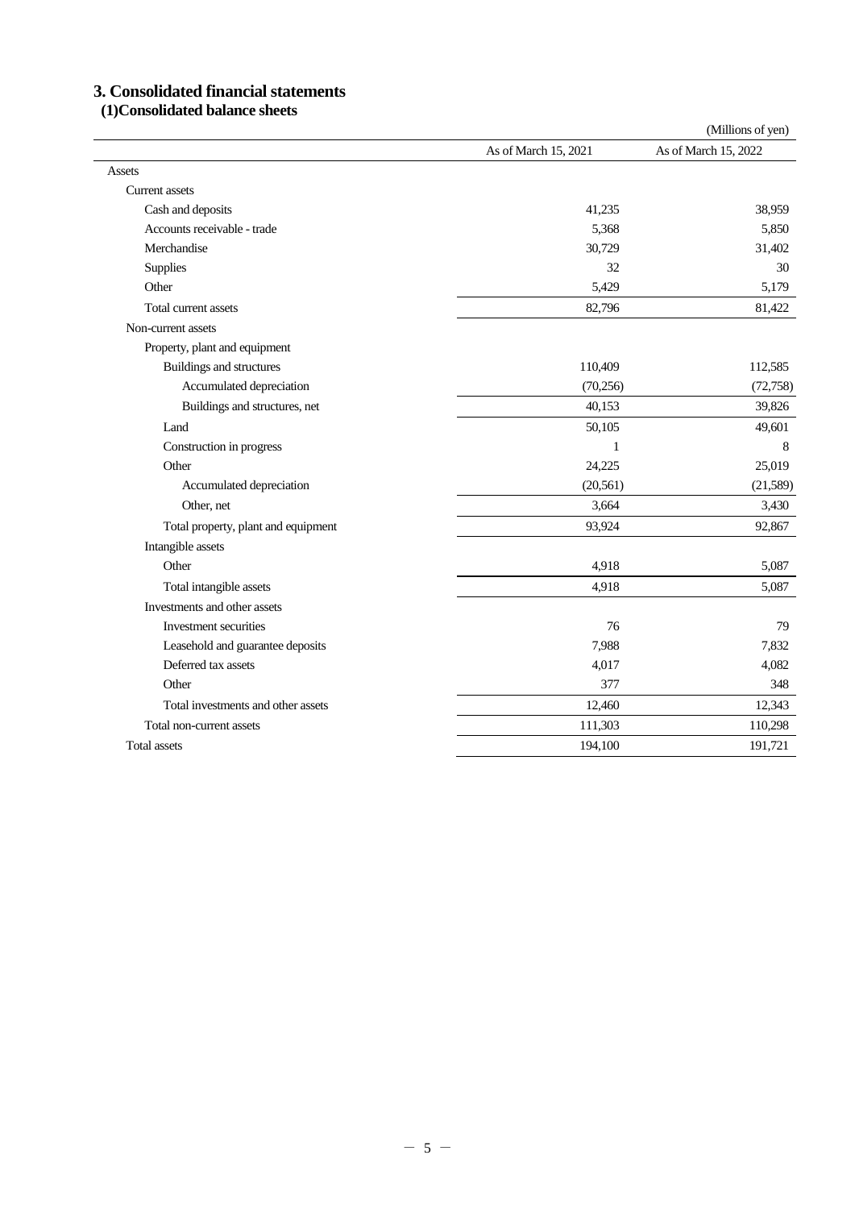# 3. Consolidated financial statements

## (1)Consolidated balance sheets

(Millions of yen)

| | As of March 15, 2021 | As of March 15, 2022 |
|---|---|---|
| Assets | | |
| Current assets | | |
| Cash and deposits | 41,235 | 38,959 |
| Accounts receivable - trade | 5,368 | 5,850 |
| Merchandise | 30,729 | 31,402 |
| Supplies | 32 | 30 |
| Other | 5,429 | 5,179 |
| Total current assets | 82,796 | 81,422 |
| Non-current assets | | |
| Property, plant and equipment | | |
| Buildings and structures | 110,409 | 112,585 |
| Accumulated depreciation | (70,256) | (72,758) |
| Buildings and structures, net | 40,153 | 39,826 |
| Land | 50,105 | 49,601 |
| Construction in progress | 1 | 8 |
| Other | 24,225 | 25,019 |
| Accumulated depreciation | (20,561) | (21,589) |
| Other, net | 3,664 | 3,430 |
| Total property, plant and equipment | 93,924 | 92,867 |
| Intangible assets | | |
| Other | 4,918 | 5,087 |
| Total intangible assets | 4,918 | 5,087 |
| Investments and other assets | | |
| Investment securities | 76 | 79 |
| Leasehold and guarantee deposits | 7,988 | 7,832 |
| Deferred tax assets | 4,017 | 4,082 |
| Other | 377 | 348 |
| Total investments and other assets | 12,460 | 12,343 |
| Total non-current assets | 111,303 | 110,298 |
| Total assets | 194,100 | 191,721 |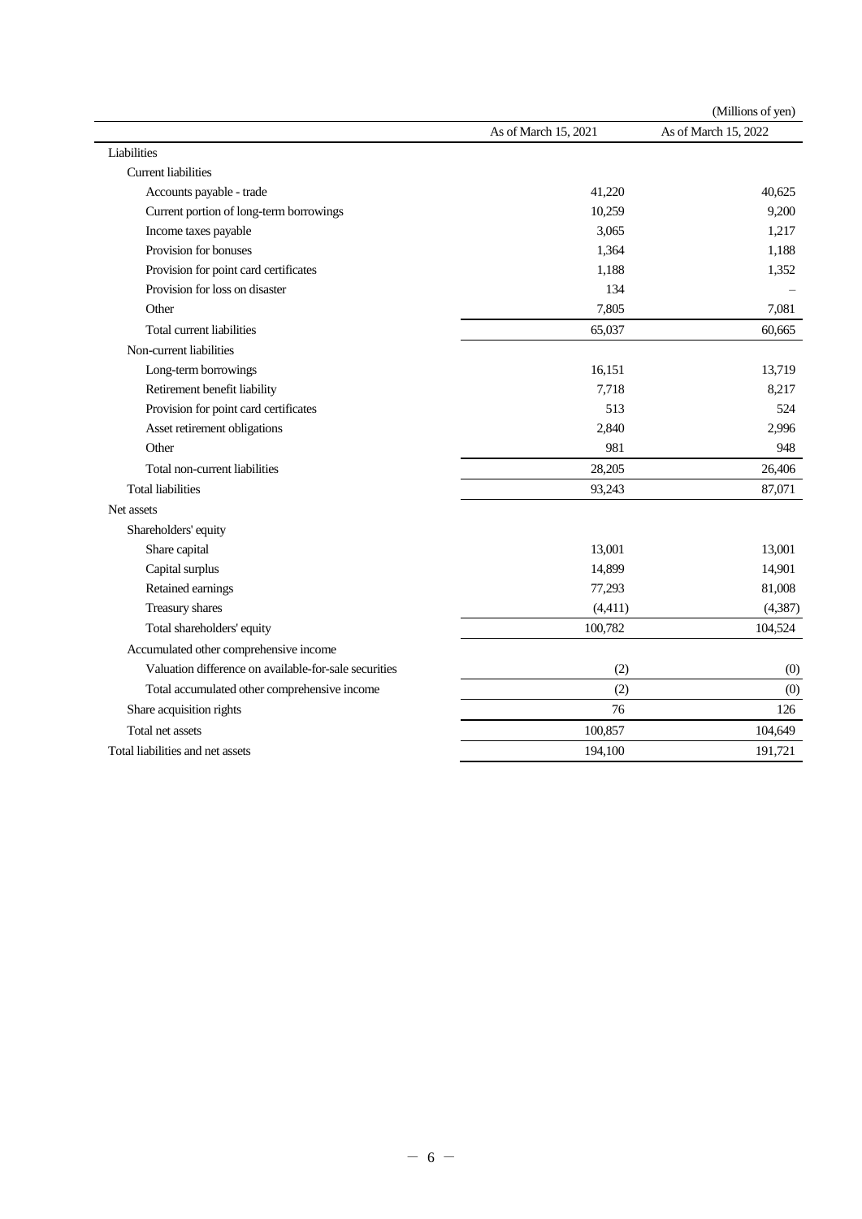(Millions of yen)

| | As of March 15, 2021 | As of March 15, 2022 |
|---|---|---|
| Liabilities | | |
| Current liabilities | | |
| Accounts payable - trade | 41,220 | 40,625 |
| Current portion of long-term borrowings | 10,259 | 9,200 |
| Income taxes payable | 3,065 | 1,217 |
| Provision for bonuses | 1,364 | 1,188 |
| Provision for point card certificates | 1,188 | 1,352 |
| Provision for loss on disaster | 134 | – |
| Other | 7,805 | 7,081 |
| Total current liabilities | 65,037 | 60,665 |
| Non-current liabilities | | |
| Long-term borrowings | 16,151 | 13,719 |
| Retirement benefit liability | 7,718 | 8,217 |
| Provision for point card certificates | 513 | 524 |
| Asset retirement obligations | 2,840 | 2,996 |
| Other | 981 | 948 |
| Total non-current liabilities | 28,205 | 26,406 |
| Total liabilities | 93,243 | 87,071 |
| Net assets | | |
| Shareholders' equity | | |
| Share capital | 13,001 | 13,001 |
| Capital surplus | 14,899 | 14,901 |
| Retained earnings | 77,293 | 81,008 |
| Treasury shares | (4,411) | (4,387) |
| Total shareholders' equity | 100,782 | 104,524 |
| Accumulated other comprehensive income | | |
| Valuation difference on available-for-sale securities | (2) | (0) |
| Total accumulated other comprehensive income | (2) | (0) |
| Share acquisition rights | 76 | 126 |
| Total net assets | 100,857 | 104,649 |
| Total liabilities and net assets | 194,100 | 191,721 |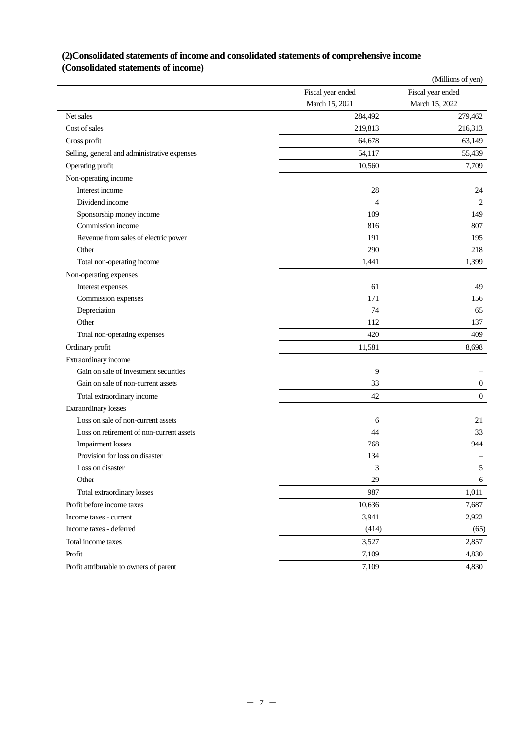## (2)Consolidated statements of income and consolidated statements of comprehensive income

## (Consolidated statements of income)

(Millions of yen)

| | Fiscal year ended March 15, 2021 | Fiscal year ended March 15, 2022 |
|---|---|---|
| Net sales | 284,492 | 279,462 |
| Cost of sales | 219,813 | 216,313 |
| Gross profit | 64,678 | 63,149 |
| Selling, general and administrative expenses | 54,117 | 55,439 |
| Operating profit | 10,560 | 7,709 |
| Non-operating income | | |
| Interest income | 28 | 24 |
| Dividend income | 4 | 2 |
| Sponsorship money income | 109 | 149 |
| Commission income | 816 | 807 |
| Revenue from sales of electric power | 191 | 195 |
| Other | 290 | 218 |
| Total non-operating income | 1,441 | 1,399 |
| Non-operating expenses | | |
| Interest expenses | 61 | 49 |
| Commission expenses | 171 | 156 |
| Depreciation | 74 | 65 |
| Other | 112 | 137 |
| Total non-operating expenses | 420 | 409 |
| Ordinary profit | 11,581 | 8,698 |
| Extraordinary income | | |
| Gain on sale of investment securities | 9 | – |
| Gain on sale of non-current assets | 33 | 0 |
| Total extraordinary income | 42 | 0 |
| Extraordinary losses | | |
| Loss on sale of non-current assets | 6 | 21 |
| Loss on retirement of non-current assets | 44 | 33 |
| Impairment losses | 768 | 944 |
| Provision for loss on disaster | 134 | – |
| Loss on disaster | 3 | 5 |
| Other | 29 | 6 |
| Total extraordinary losses | 987 | 1,011 |
| Profit before income taxes | 10,636 | 7,687 |
| Income taxes - current | 3,941 | 2,922 |
| Income taxes - deferred | (414) | (65) |
| Total income taxes | 3,527 | 2,857 |
| Profit | 7,109 | 4,830 |
| Profit attributable to owners of parent | 7,109 | 4,830 |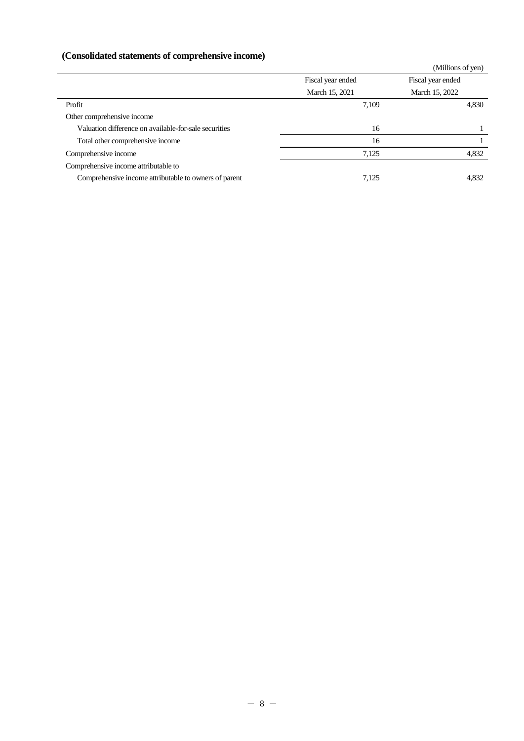### (Consolidated statements of comprehensive income)

(Millions of yen)

| | Fiscal year ended March 15, 2021 | Fiscal year ended March 15, 2022 |
|---|---|---|
| Profit | 7,109 | 4,830 |
| Other comprehensive income | | |
| Valuation difference on available-for-sale securities | 16 | 1 |
| Total other comprehensive income | 16 | 1 |
| Comprehensive income | 7,125 | 4,832 |
| Comprehensive income attributable to | | |
| Comprehensive income attributable to owners of parent | 7,125 | 4,832 |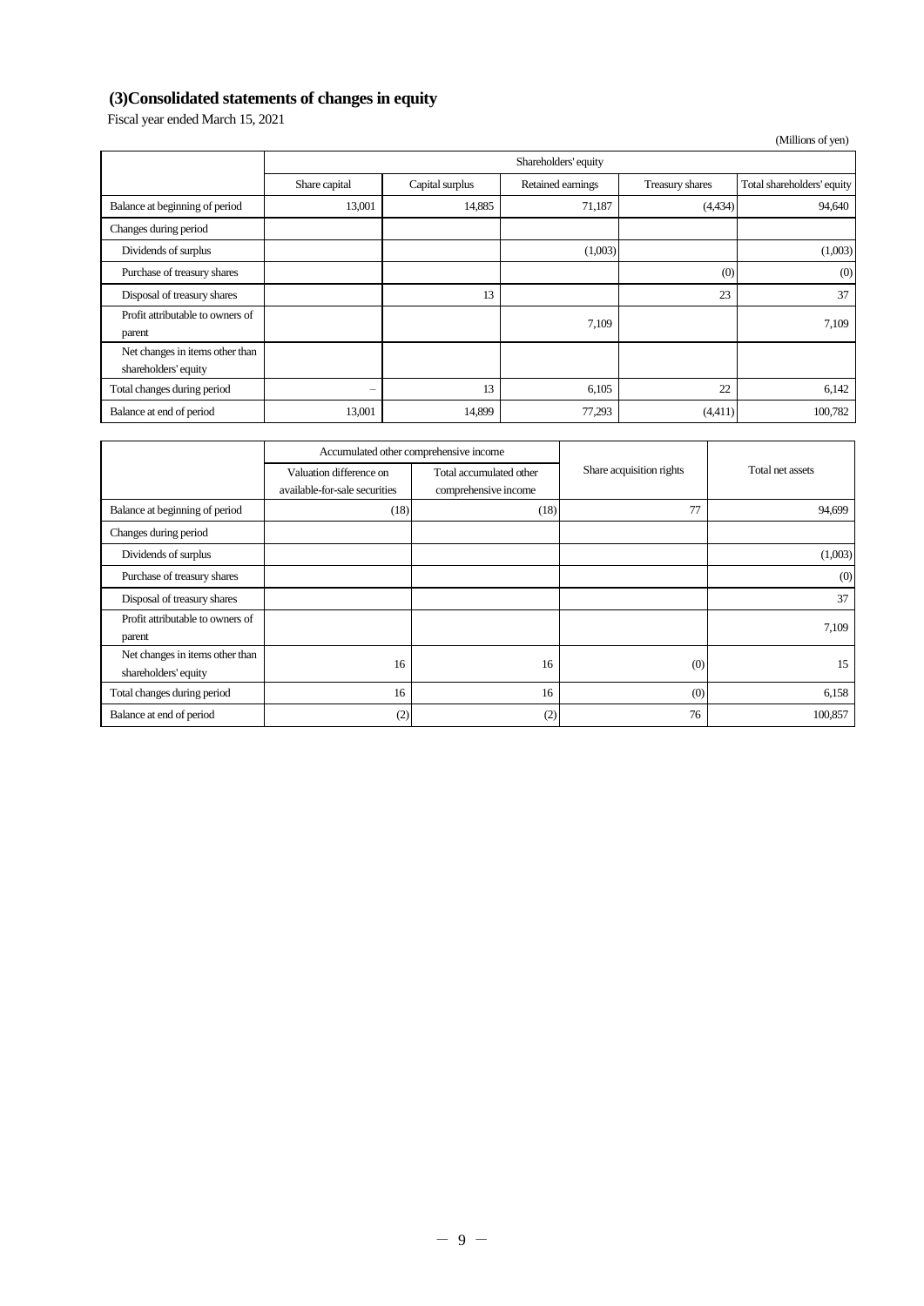### (3)Consolidated statements of changes in equity

Fiscal year ended March 15, 2021

(Millions of yen)

| | Shareholders' equity | | | | |
|---|---|---|---|---|---|
| | Share capital | Capital surplus | Retained earnings | Treasury shares | Total shareholders' equity |
| Balance at beginning of period | 13,001 | 14,885 | 71,187 | (4,434) | 94,640 |
| Changes during period | | | | | |
| Dividends of surplus | | | (1,003) | | (1,003) |
| Purchase of treasury shares | | | | (0) | (0) |
| Disposal of treasury shares | | 13 | | 23 | 37 |
| Profit attributable to owners of parent | | | 7,109 | | 7,109 |
| Net changes in items other than shareholders' equity | | | | | |
| Total changes during period | – | 13 | 6,105 | 22 | 6,142 |
| Balance at end of period | 13,001 | 14,899 | 77,293 | (4,411) | 100,782 |

| | Accumulated other comprehensive income | | Share acquisition rights | Total net assets |
|---|---|---|---|---|
| | Valuation difference on available-for-sale securities | Total accumulated other comprehensive income | | |
| Balance at beginning of period | (18) | (18) | 77 | 94,699 |
| Changes during period | | | | |
| Dividends of surplus | | | | (1,003) |
| Purchase of treasury shares | | | | (0) |
| Disposal of treasury shares | | | | 37 |
| Profit attributable to owners of parent | | | | 7,109 |
| Net changes in items other than shareholders' equity | 16 | 16 | (0) | 15 |
| Total changes during period | 16 | 16 | (0) | 6,158 |
| Balance at end of period | (2) | (2) | 76 | 100,857 |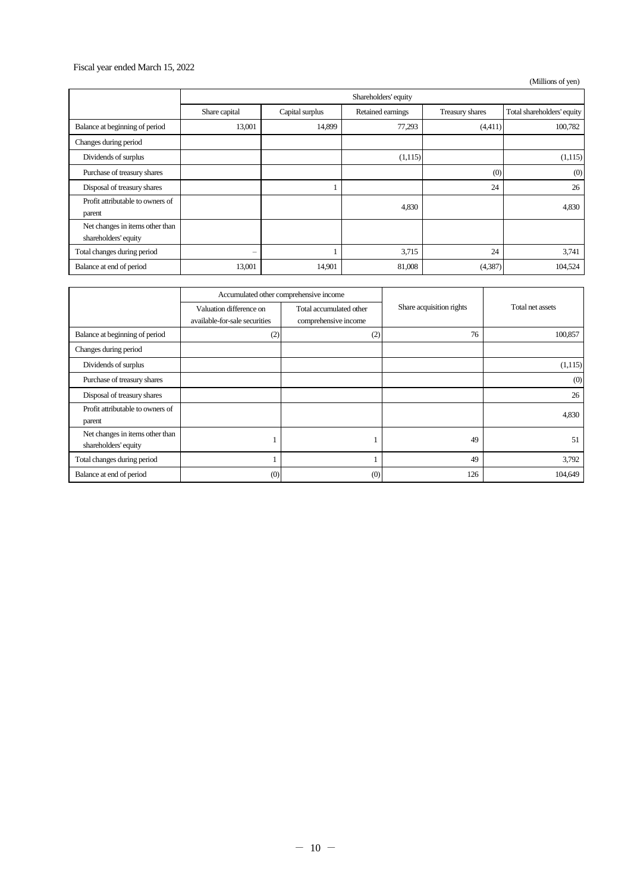Fiscal year ended March 15, 2022

(Millions of yen)

| | Shareholders' equity | | | | |
|---|---|---|---|---|---|
| | Share capital | Capital surplus | Retained earnings | Treasury shares | Total shareholders' equity |
| Balance at beginning of period | 13,001 | 14,899 | 77,293 | (4,411) | 100,782 |
| Changes during period | | | | | |
| Dividends of surplus | | | (1,115) | | (1,115) |
| Purchase of treasury shares | | | | (0) | (0) |
| Disposal of treasury shares | | 1 | | 24 | 26 |
| Profit attributable to owners of parent | | | 4,830 | | 4,830 |
| Net changes in items other than shareholders' equity | | | | | |
| Total changes during period | – | 1 | 3,715 | 24 | 3,741 |
| Balance at end of period | 13,001 | 14,901 | 81,008 | (4,387) | 104,524 |

| | Accumulated other comprehensive income | | Share acquisition rights | Total net assets |
|---|---|---|---|---|
| | Valuation difference on available-for-sale securities | Total accumulated other comprehensive income | | |
| Balance at beginning of period | (2) | (2) | 76 | 100,857 |
| Changes during period | | | | |
| Dividends of surplus | | | | (1,115) |
| Purchase of treasury shares | | | | (0) |
| Disposal of treasury shares | | | | 26 |
| Profit attributable to owners of parent | | | | 4,830 |
| Net changes in items other than shareholders' equity | 1 | 1 | 49 | 51 |
| Total changes during period | 1 | 1 | 49 | 3,792 |
| Balance at end of period | (0) | (0) | 126 | 104,649 |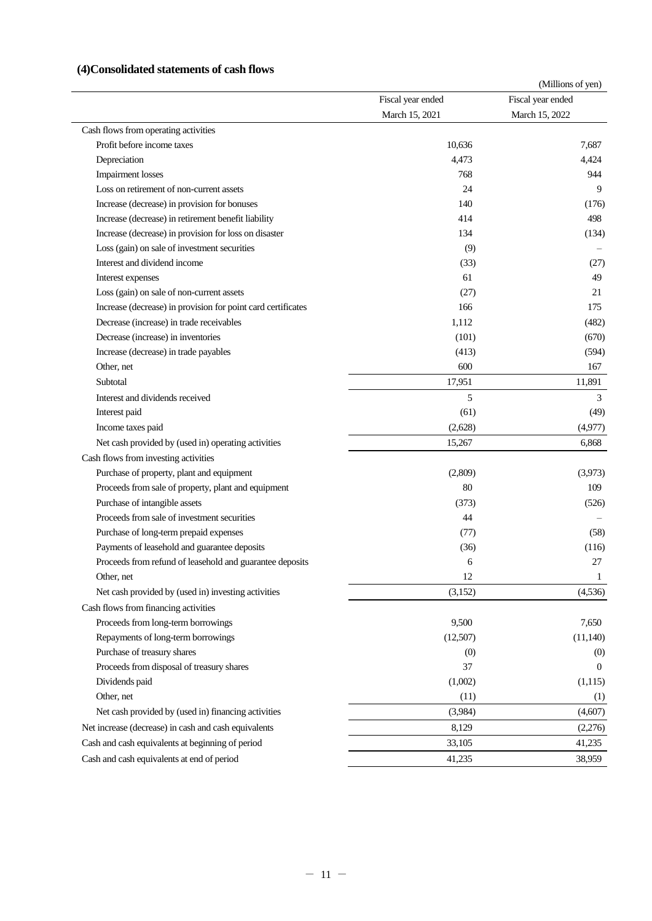## (4)Consolidated statements of cash flows

(Millions of yen)

| | Fiscal year ended March 15, 2021 | Fiscal year ended March 15, 2022 |
|---|---|---|
| Cash flows from operating activities | | |
| Profit before income taxes | 10,636 | 7,687 |
| Depreciation | 4,473 | 4,424 |
| Impairment losses | 768 | 944 |
| Loss on retirement of non-current assets | 24 | 9 |
| Increase (decrease) in provision for bonuses | 140 | (176) |
| Increase (decrease) in retirement benefit liability | 414 | 498 |
| Increase (decrease) in provision for loss on disaster | 134 | (134) |
| Loss (gain) on sale of investment securities | (9) | – |
| Interest and dividend income | (33) | (27) |
| Interest expenses | 61 | 49 |
| Loss (gain) on sale of non-current assets | (27) | 21 |
| Increase (decrease) in provision for point card certificates | 166 | 175 |
| Decrease (increase) in trade receivables | 1,112 | (482) |
| Decrease (increase) in inventories | (101) | (670) |
| Increase (decrease) in trade payables | (413) | (594) |
| Other, net | 600 | 167 |
| Subtotal | 17,951 | 11,891 |
| Interest and dividends received | 5 | 3 |
| Interest paid | (61) | (49) |
| Income taxes paid | (2,628) | (4,977) |
| Net cash provided by (used in) operating activities | 15,267 | 6,868 |
| Cash flows from investing activities | | |
| Purchase of property, plant and equipment | (2,809) | (3,973) |
| Proceeds from sale of property, plant and equipment | 80 | 109 |
| Purchase of intangible assets | (373) | (526) |
| Proceeds from sale of investment securities | 44 | – |
| Purchase of long-term prepaid expenses | (77) | (58) |
| Payments of leasehold and guarantee deposits | (36) | (116) |
| Proceeds from refund of leasehold and guarantee deposits | 6 | 27 |
| Other, net | 12 | 1 |
| Net cash provided by (used in) investing activities | (3,152) | (4,536) |
| Cash flows from financing activities | | |
| Proceeds from long-term borrowings | 9,500 | 7,650 |
| Repayments of long-term borrowings | (12,507) | (11,140) |
| Purchase of treasury shares | (0) | (0) |
| Proceeds from disposal of treasury shares | 37 | 0 |
| Dividends paid | (1,002) | (1,115) |
| Other, net | (11) | (1) |
| Net cash provided by (used in) financing activities | (3,984) | (4,607) |
| Net increase (decrease) in cash and cash equivalents | 8,129 | (2,276) |
| Cash and cash equivalents at beginning of period | 33,105 | 41,235 |
| Cash and cash equivalents at end of period | 41,235 | 38,959 |